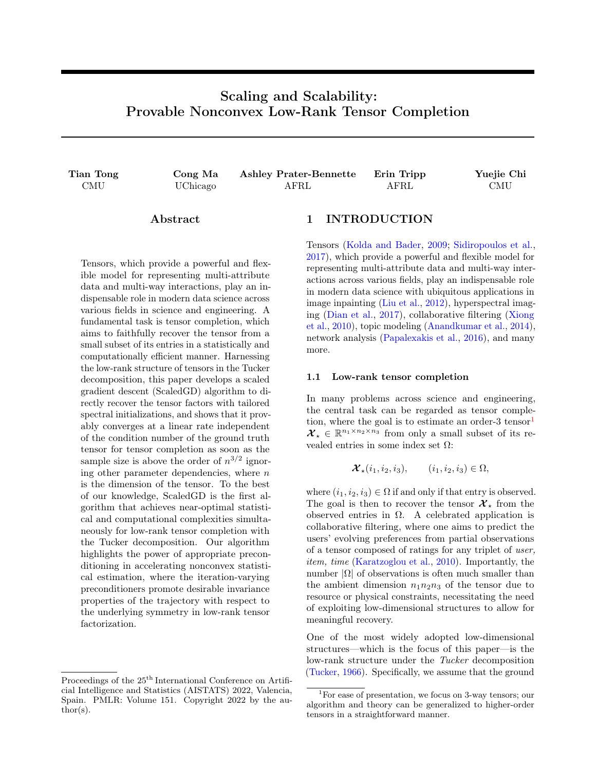# Scaling and Scalability: Provable Nonconvex Low-Rank Tensor Completion

**Tian Tong** (CMU) **Cong Ma** (UChicago) **Ashley Prater-Bennette** (AFRL) **Erin Tripp** (AFRL) **Yuejie Chi** (CMU)

## Abstract

Tensors, which provide a powerful and flexible model for representing multi-attribute data and multi-way interactions, play an indispensable role in modern data science across various fields in science and engineering. A fundamental task is tensor completion, which aims to faithfully recover the tensor from a small subset of its entries in a statistically and computationally efficient manner. Harnessing the low-rank structure of tensors in the Tucker decomposition, this paper develops a scaled gradient descent (ScaledGD) algorithm to directly recover the tensor factors with tailored spectral initializations, and shows that it provably converges at a linear rate independent of the condition number of the ground truth tensor for tensor completion as soon as the sample size is above the order of $n^{3/2}$ ignoring other parameter dependencies, where $n$ is the dimension of the tensor. To the best of our knowledge, ScaledGD is the first algorithm that achieves near-optimal statistical and computational complexities simultaneously for low-rank tensor completion with the Tucker decomposition. Our algorithm highlights the power of appropriate preconditioning in accelerating nonconvex statistical estimation, where the iteration-varying preconditioners promote desirable invariance properties of the trajectory with respect to the underlying symmetry in low-rank tensor factorization.

Proceedings of the 25[th] International Conference on Artificial Intelligence and Statistics (AISTATS) 2022, Valencia, Spain. PMLR: Volume 151. Copyright 2022 by the author(s).

## 1 INTRODUCTION

Tensors (Kolda and Bader, 2009; Sidiropoulos et al., 2017), which provide a powerful and flexible model for representing multi-attribute data and multi-way interactions across various fields, play an indispensable role in modern data science with ubiquitous applications in image inpainting (Liu et al., 2012), hyperspectral imaging (Dian et al., 2017), collaborative filtering (Xiong et al., 2010), topic modeling (Anandkumar et al., 2014), network analysis (Papalexakis et al., 2016), and many more.

### 1.1 Low-rank tensor completion

In many problems across science and engineering, the central task can be regarded as tensor completion, where the goal is to estimate an order-3 tensor[1] $\boldsymbol{\mathcal{X}}_\star \in \mathbb{R}^{n_1 \times n_2 \times n_3}$ from only a small subset of its revealed entries in some index set $\Omega$:

$$\boldsymbol{\mathcal{X}}_\star(i_1, i_2, i_3), \qquad (i_1, i_2, i_3) \in \Omega,$$

where $(i_1, i_2, i_3) \in \Omega$ if and only if that entry is observed. The goal is then to recover the tensor $\boldsymbol{\mathcal{X}}_\star$ from the observed entries in $\Omega$. A celebrated application is collaborative filtering, where one aims to predict the users' evolving preferences from partial observations of a tensor composed of ratings for any triplet of *user, item, time* (Karatzoglou et al., 2010). Importantly, the number $|\Omega|$ of observations is often much smaller than the ambient dimension $n_1 n_2 n_3$ of the tensor due to resource or physical constraints, necessitating the need of exploiting low-dimensional structures to allow for meaningful recovery.

One of the most widely adopted low-dimensional structures—which is the focus of this paper—is the low-rank structure under the *Tucker* decomposition (Tucker, 1966). Specifically, we assume that the ground

[1] For ease of presentation, we focus on 3-way tensors; our algorithm and theory can be generalized to higher-order tensors in a straightforward manner.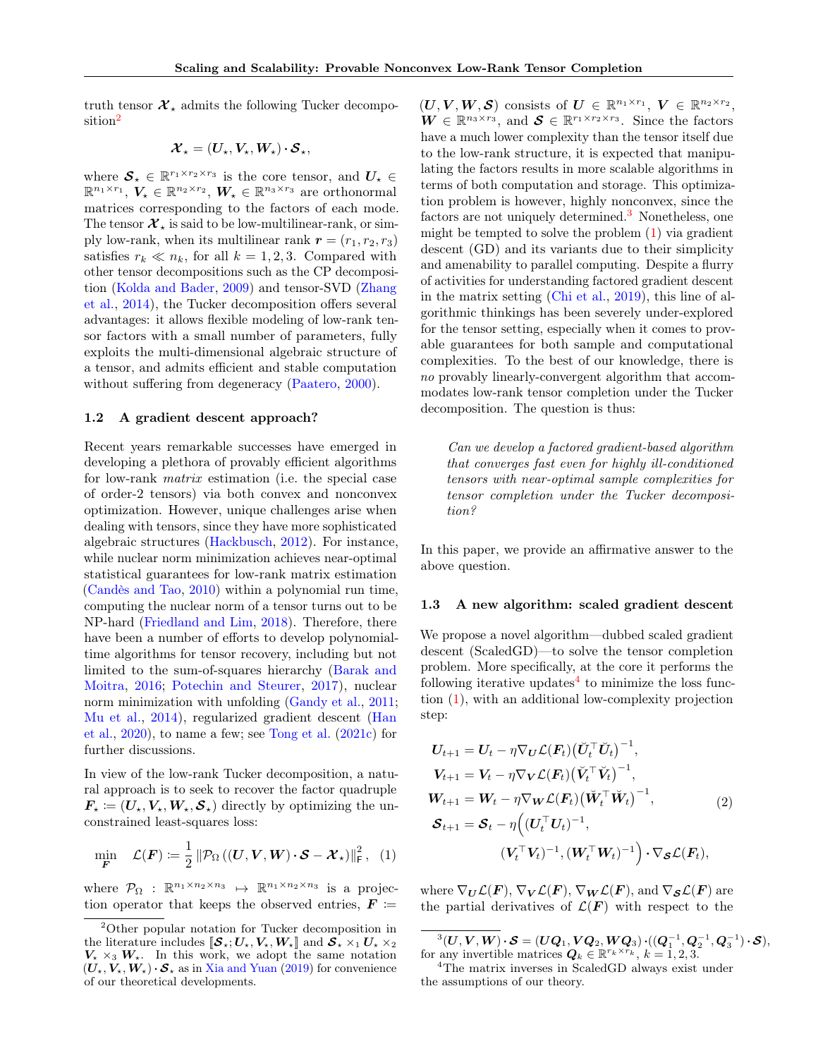truth tensor $\boldsymbol{\mathcal{X}}_\star$ admits the following Tucker decomposition[2]

$$\boldsymbol{\mathcal{X}}_\star = (\boldsymbol{U}_\star, \boldsymbol{V}_\star, \boldsymbol{W}_\star) \boldsymbol{\cdot} \boldsymbol{\mathcal{S}}_\star,$$

where $\boldsymbol{\mathcal{S}}_\star \in \mathbb{R}^{r_1 \times r_2 \times r_3}$ is the core tensor, and $\boldsymbol{U}_\star \in \mathbb{R}^{n_1 \times r_1}$, $\boldsymbol{V}_\star \in \mathbb{R}^{n_2 \times r_2}$, $\boldsymbol{W}_\star \in \mathbb{R}^{n_3 \times r_3}$ are orthonormal matrices corresponding to the factors of each mode. The tensor $\boldsymbol{\mathcal{X}}_\star$ is said to be low-multilinear-rank, or simply low-rank, when its multilinear rank $\boldsymbol{r} = (r_1, r_2, r_3)$ satisfies $r_k \ll n_k$, for all $k = 1, 2, 3$. Compared with other tensor decompositions such as the CP decomposition (Kolda and Bader, 2009) and tensor-SVD (Zhang et al., 2014), the Tucker decomposition offers several advantages: it allows flexible modeling of low-rank tensor factors with a small number of parameters, fully exploits the multi-dimensional algebraic structure of a tensor, and admits efficient and stable computation without suffering from degeneracy (Paatero, 2000).

### 1.2 A gradient descent approach?

Recent years remarkable successes have emerged in developing a plethora of provably efficient algorithms for low-rank *matrix* estimation (i.e. the special case of order-2 tensors) via both convex and nonconvex optimization. However, unique challenges arise when dealing with tensors, since they have more sophisticated algebraic structures (Hackbusch, 2012). For instance, while nuclear norm minimization achieves near-optimal statistical guarantees for low-rank matrix estimation (Candès and Tao, 2010) within a polynomial run time, computing the nuclear norm of a tensor turns out to be NP-hard (Friedland and Lim, 2018). Therefore, there have been a number of efforts to develop polynomial-time algorithms for tensor recovery, including but not limited to the sum-of-squares hierarchy (Barak and Moitra, 2016; Potechin and Steurer, 2017), nuclear norm minimization with unfolding (Gandy et al., 2011; Mu et al., 2014), regularized gradient descent (Han et al., 2020), to name a few; see Tong et al. (2021c) for further discussions.

In view of the low-rank Tucker decomposition, a natural approach is to seek to recover the factor quadruple $\boldsymbol{F}_\star \coloneqq (\boldsymbol{U}_\star, \boldsymbol{V}_\star, \boldsymbol{W}_\star, \boldsymbol{\mathcal{S}}_\star)$ directly by optimizing the unconstrained least-squares loss:

$$\min_{\boldsymbol{F}} \quad \mathcal{L}(\boldsymbol{F}) \coloneqq \frac{1}{2} \left\| \mathcal{P}_\Omega \left( (\boldsymbol{U}, \boldsymbol{V}, \boldsymbol{W}) \boldsymbol{\cdot} \boldsymbol{\mathcal{S}} - \boldsymbol{\mathcal{X}}_\star \right) \right\|_{\mathsf{F}}^2, \quad (1)$$

where $\mathcal{P}_\Omega : \mathbb{R}^{n_1 \times n_2 \times n_3} \mapsto \mathbb{R}^{n_1 \times n_2 \times n_3}$ is a projection operator that keeps the observed entries, $\boldsymbol{F} \coloneqq (\boldsymbol{U}, \boldsymbol{V}, \boldsymbol{W}, \boldsymbol{\mathcal{S}})$ consists of $\boldsymbol{U} \in \mathbb{R}^{n_1 \times r_1}$, $\boldsymbol{V} \in \mathbb{R}^{n_2 \times r_2}$, $\boldsymbol{W} \in \mathbb{R}^{n_3 \times r_3}$, and $\boldsymbol{\mathcal{S}} \in \mathbb{R}^{r_1 \times r_2 \times r_3}$. Since the factors have a much lower complexity than the tensor itself due to the low-rank structure, it is expected that manipulating the factors results in more scalable algorithms in terms of both computation and storage. This optimization problem is however, highly nonconvex, since the factors are not uniquely determined.[3] Nonetheless, one might be tempted to solve the problem (1) via gradient descent (GD) and its variants due to their simplicity and amenability to parallel computing. Despite a flurry of activities for understanding factored gradient descent in the matrix setting (Chi et al., 2019), this line of algorithmic thinkings has been severely under-explored for the tensor setting, especially when it comes to provable guarantees for both sample and computational complexities. To the best of our knowledge, there is *no* provably linearly-convergent algorithm that accommodates low-rank tensor completion under the Tucker decomposition. The question is thus:

> *Can we develop a factored gradient-based algorithm that converges fast even for highly ill-conditioned tensors with near-optimal sample complexities for tensor completion under the Tucker decomposition?*

In this paper, we provide an affirmative answer to the above question.

### 1.3 A new algorithm: scaled gradient descent

We propose a novel algorithm—dubbed scaled gradient descent (ScaledGD)—to solve the tensor completion problem. More specifically, at the core it performs the following iterative updates[4] to minimize the loss function (1), with an additional low-complexity projection step:

$$\begin{aligned}
\boldsymbol{U}_{t+1} &= \boldsymbol{U}_t - \eta \nabla_{\boldsymbol{U}} \mathcal{L}(\boldsymbol{F}_t) \big( \breve{\boldsymbol{U}}_t^\top \breve{\boldsymbol{U}}_t \big)^{-1}, \\
\boldsymbol{V}_{t+1} &= \boldsymbol{V}_t - \eta \nabla_{\boldsymbol{V}} \mathcal{L}(\boldsymbol{F}_t) \big( \breve{\boldsymbol{V}}_t^\top \breve{\boldsymbol{V}}_t \big)^{-1}, \\
\boldsymbol{W}_{t+1} &= \boldsymbol{W}_t - \eta \nabla_{\boldsymbol{W}} \mathcal{L}(\boldsymbol{F}_t) \big( \breve{\boldsymbol{W}}_t^\top \breve{\boldsymbol{W}}_t \big)^{-1}, \\
\boldsymbol{\mathcal{S}}_{t+1} &= \boldsymbol{\mathcal{S}}_t - \eta \Big( (\boldsymbol{U}_t^\top \boldsymbol{U}_t)^{-1}, \\
&\qquad (\boldsymbol{V}_t^\top \boldsymbol{V}_t)^{-1}, (\boldsymbol{W}_t^\top \boldsymbol{W}_t)^{-1} \Big) \boldsymbol{\cdot} \nabla_{\boldsymbol{\mathcal{S}}} \mathcal{L}(\boldsymbol{F}_t),
\end{aligned} \quad (2)$$

where $\nabla_{\boldsymbol{U}} \mathcal{L}(\boldsymbol{F})$, $\nabla_{\boldsymbol{V}} \mathcal{L}(\boldsymbol{F})$, $\nabla_{\boldsymbol{W}} \mathcal{L}(\boldsymbol{F})$, and $\nabla_{\boldsymbol{\mathcal{S}}} \mathcal{L}(\boldsymbol{F})$ are the partial derivatives of $\mathcal{L}(\boldsymbol{F})$ with respect to the

---

[2] Other popular notation for Tucker decomposition in the literature includes $[\![\boldsymbol{\mathcal{S}}_\star; \boldsymbol{U}_\star, \boldsymbol{V}_\star, \boldsymbol{W}_\star]\!]$ and $\boldsymbol{\mathcal{S}}_\star \times_1 \boldsymbol{U}_\star \times_2 \boldsymbol{V}_\star \times_3 \boldsymbol{W}_\star$. In this work, we adopt the same notation $(\boldsymbol{U}_\star, \boldsymbol{V}_\star, \boldsymbol{W}_\star) \boldsymbol{\cdot} \boldsymbol{\mathcal{S}}_\star$ as in Xia and Yuan (2019) for convenience of our theoretical developments.

[3] $(\boldsymbol{U}, \boldsymbol{V}, \boldsymbol{W}) \boldsymbol{\cdot} \boldsymbol{\mathcal{S}} = (\boldsymbol{U}\boldsymbol{Q}_1, \boldsymbol{V}\boldsymbol{Q}_2, \boldsymbol{W}\boldsymbol{Q}_3) \boldsymbol{\cdot} ((\boldsymbol{Q}_1^{-1}, \boldsymbol{Q}_2^{-1}, \boldsymbol{Q}_3^{-1}) \boldsymbol{\cdot} \boldsymbol{\mathcal{S}})$, for any invertible matrices $\boldsymbol{Q}_k \in \mathbb{R}^{r_k \times r_k}$, $k = 1, 2, 3$.

[4] The matrix inverses in ScaledGD always exist under the assumptions of our theory.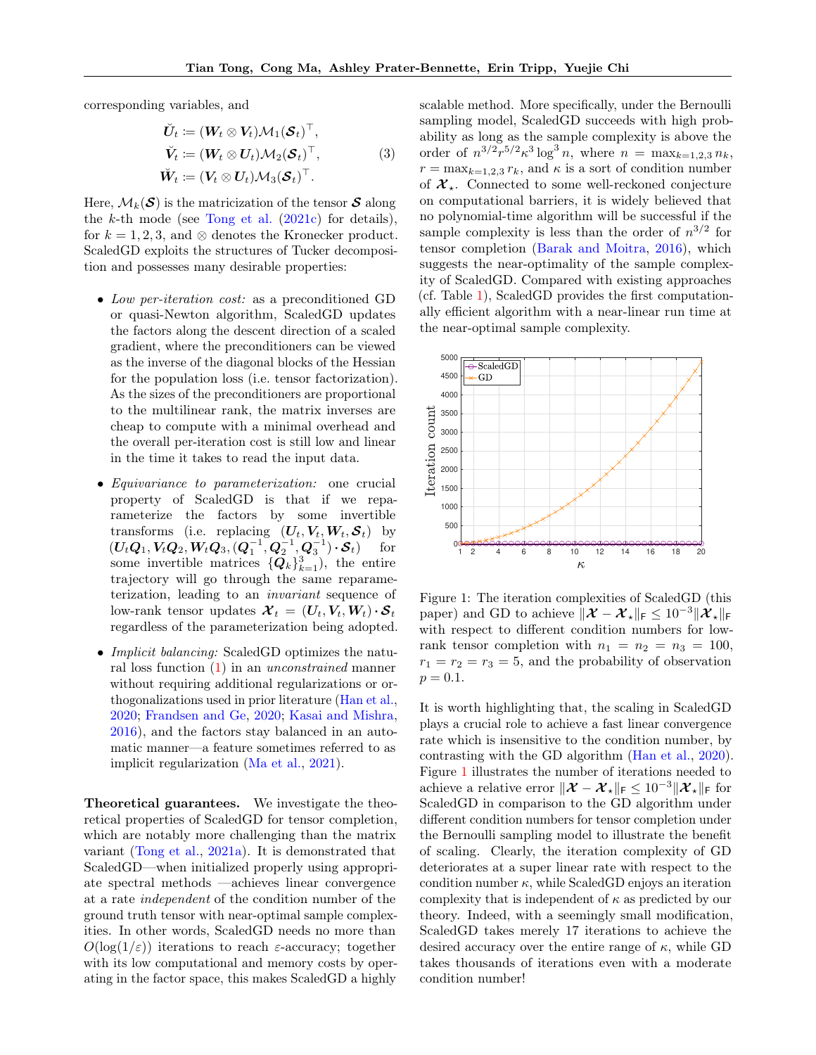corresponding variables, and

$$
\begin{aligned}
\breve{\boldsymbol{U}}_t &:= (\boldsymbol{W}_t \otimes \boldsymbol{V}_t)\mathcal{M}_1(\boldsymbol{\mathcal{S}}_t)^\top, \\
\breve{\boldsymbol{V}}_t &:= (\boldsymbol{W}_t \otimes \boldsymbol{U}_t)\mathcal{M}_2(\boldsymbol{\mathcal{S}}_t)^\top, \\
\breve{\boldsymbol{W}}_t &:= (\boldsymbol{V}_t \otimes \boldsymbol{U}_t)\mathcal{M}_3(\boldsymbol{\mathcal{S}}_t)^\top.
\end{aligned} \tag{3}
$$

Here, $\mathcal{M}_k(\boldsymbol{\mathcal{S}})$ is the matricization of the tensor $\boldsymbol{\mathcal{S}}$ along the $k$-th mode (see Tong et al. (2021c) for details), for $k = 1, 2, 3$, and $\otimes$ denotes the Kronecker product. ScaledGD exploits the structures of Tucker decomposition and possesses many desirable properties:

- *Low per-iteration cost:* as a preconditioned GD or quasi-Newton algorithm, ScaledGD updates the factors along the descent direction of a scaled gradient, where the preconditioners can be viewed as the inverse of the diagonal blocks of the Hessian for the population loss (i.e. tensor factorization). As the sizes of the preconditioners are proportional to the multilinear rank, the matrix inverses are cheap to compute with a minimal overhead and the overall per-iteration cost is still low and linear in the time it takes to read the input data.
- *Equivariance to parameterization:* one crucial property of ScaledGD is that if we reparameterize the factors by some invertible transforms (i.e. replacing $(\boldsymbol{U}_t, \boldsymbol{V}_t, \boldsymbol{W}_t, \boldsymbol{\mathcal{S}}_t)$ by $(\boldsymbol{U}_t\boldsymbol{Q}_1, \boldsymbol{V}_t\boldsymbol{Q}_2, \boldsymbol{W}_t\boldsymbol{Q}_3, (\boldsymbol{Q}_1^{-1}, \boldsymbol{Q}_2^{-1}, \boldsymbol{Q}_3^{-1}) \cdot \boldsymbol{\mathcal{S}}_t)$ for some invertible matrices $\{\boldsymbol{Q}_k\}_{k=1}^3$), the entire trajectory will go through the same reparameterization, leading to an *invariant* sequence of low-rank tensor updates $\boldsymbol{\mathcal{X}}_t = (\boldsymbol{U}_t, \boldsymbol{V}_t, \boldsymbol{W}_t) \cdot \boldsymbol{\mathcal{S}}_t$ regardless of the parameterization being adopted.
- *Implicit balancing:* ScaledGD optimizes the natural loss function (1) in an *unconstrained* manner without requiring additional regularizations or orthogonalizations used in prior literature (Han et al., 2020; Frandsen and Ge, 2020; Kasai and Mishra, 2016), and the factors stay balanced in an automatic manner—a feature sometimes referred to as implicit regularization (Ma et al., 2021).

**Theoretical guarantees.** We investigate the theoretical properties of ScaledGD for tensor completion, which are notably more challenging than the matrix variant (Tong et al., 2021a). It is demonstrated that ScaledGD—when initialized properly using appropriate spectral methods —achieves linear convergence at a rate *independent* of the condition number of the ground truth tensor with near-optimal sample complexities. In other words, ScaledGD needs no more than $O(\log(1/\varepsilon))$ iterations to reach $\varepsilon$-accuracy; together with its low computational and memory costs by operating in the factor space, this makes ScaledGD a highly scalable method. More specifically, under the Bernoulli sampling model, ScaledGD succeeds with high probability as long as the sample complexity is above the order of $n^{3/2}r^{5/2}\kappa^3\log^3 n$, where $n = \max_{k=1,2,3} n_k$, $r = \max_{k=1,2,3} r_k$, and $\kappa$ is a sort of condition number of $\boldsymbol{\mathcal{X}}_\star$. Connected to some well-reckoned conjecture on computational barriers, it is widely believed that no polynomial-time algorithm will be successful if the sample complexity is less than the order of $n^{3/2}$ for tensor completion (Barak and Moitra, 2016), which suggests the near-optimality of the sample complexity of ScaledGD. Compared with existing approaches (cf. Table 1), ScaledGD provides the first computationally efficient algorithm with a near-linear run time at the near-optimal sample complexity.

Figure 1: The iteration complexities of ScaledGD (this paper) and GD to achieve $\|\boldsymbol{\mathcal{X}} - \boldsymbol{\mathcal{X}}_\star\|_\mathsf{F} \le 10^{-3}\|\boldsymbol{\mathcal{X}}_\star\|_\mathsf{F}$ with respect to different condition numbers for low-rank tensor completion with $n_1 = n_2 = n_3 = 100$, $r_1 = r_2 = r_3 = 5$, and the probability of observation $p = 0.1$.

It is worth highlighting that, the scaling in ScaledGD plays a crucial role to achieve a fast linear convergence rate which is insensitive to the condition number, by contrasting with the GD algorithm (Han et al., 2020). Figure 1 illustrates the number of iterations needed to achieve a relative error $\|\boldsymbol{\mathcal{X}} - \boldsymbol{\mathcal{X}}_\star\|_\mathsf{F} \le 10^{-3}\|\boldsymbol{\mathcal{X}}_\star\|_\mathsf{F}$ for ScaledGD in comparison to the GD algorithm under different condition numbers for tensor completion under the Bernoulli sampling model to illustrate the benefit of scaling. Clearly, the iteration complexity of GD deteriorates at a super linear rate with respect to the condition number $\kappa$, while ScaledGD enjoys an iteration complexity that is independent of $\kappa$ as predicted by our theory. Indeed, with a seemingly small modification, ScaledGD takes merely 17 iterations to achieve the desired accuracy over the entire range of $\kappa$, while GD takes thousands of iterations even with a moderate condition number!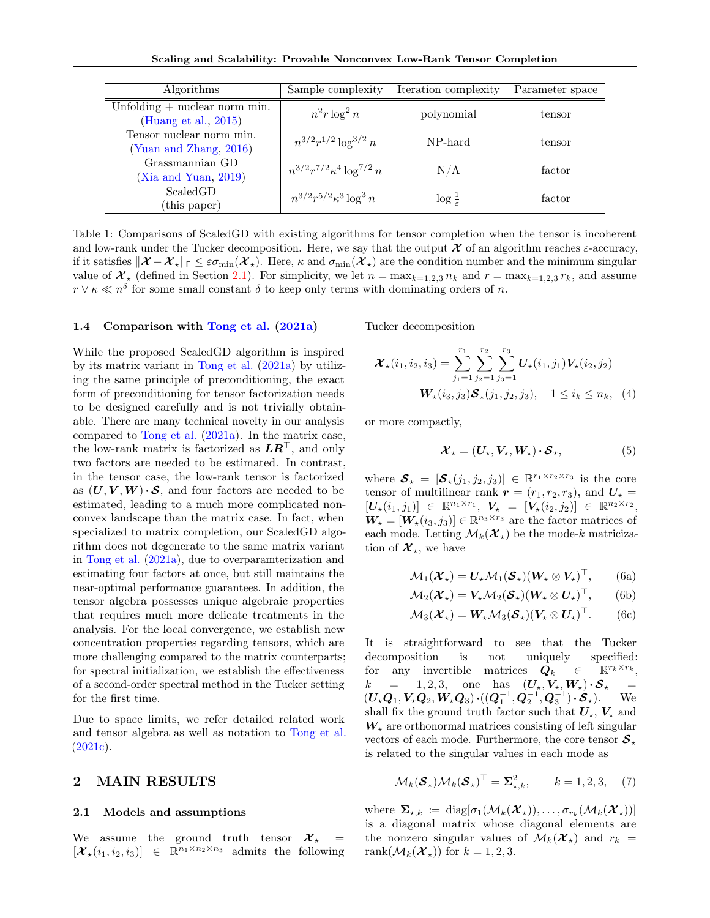| Algorithms | Sample complexity | Iteration complexity | Parameter space |
|---|---|---|---|
| Unfolding + nuclear norm min. (Huang et al., 2015) | $n^2 r \log^2 n$ | polynomial | tensor |
| Tensor nuclear norm min. (Yuan and Zhang, 2016) | $n^{3/2} r^{1/2} \log^{3/2} n$ | NP-hard | tensor |
| Grassmannian GD (Xia and Yuan, 2019) | $n^{3/2} r^{7/2} \kappa^4 \log^{7/2} n$ | N/A | factor |
| ScaledGD (this paper) | $n^{3/2} r^{5/2} \kappa^3 \log^3 n$ | $\log \frac{1}{\varepsilon}$ | factor |

Table 1: Comparisons of ScaledGD with existing algorithms for tensor completion when the tensor is incoherent and low-rank under the Tucker decomposition. Here, we say that the output $\boldsymbol{\mathcal{X}}$ of an algorithm reaches $\varepsilon$-accuracy, if it satisfies $\|\boldsymbol{\mathcal{X}} - \boldsymbol{\mathcal{X}}_\star\|_\mathsf{F} \le \varepsilon \sigma_{\min}(\boldsymbol{\mathcal{X}}_\star)$. Here, $\kappa$ and $\sigma_{\min}(\boldsymbol{\mathcal{X}}_\star)$ are the condition number and the minimum singular value of $\boldsymbol{\mathcal{X}}_\star$ (defined in Section 2.1). For simplicity, we let $n = \max_{k=1,2,3} n_k$ and $r = \max_{k=1,2,3} r_k$, and assume $r \vee \kappa \ll n^\delta$ for some small constant $\delta$ to keep only terms with dominating orders of $n$.

### 1.4 Comparison with Tong et al. (2021a)

While the proposed ScaledGD algorithm is inspired by its matrix variant in Tong et al. (2021a) by utilizing the same principle of preconditioning, the exact form of preconditioning for tensor factorization needs to be designed carefully and is not trivially obtainable. There are many technical novelty in our analysis compared to Tong et al. (2021a). In the matrix case, the low-rank matrix is factorized as $\boldsymbol{L}\boldsymbol{R}^\top$, and only two factors are needed to be estimated. In contrast, in the tensor case, the low-rank tensor is factorized as $(\boldsymbol{U}, \boldsymbol{V}, \boldsymbol{W}) \cdot \boldsymbol{\mathcal{S}}$, and four factors are needed to be estimated, leading to a much more complicated nonconvex landscape than the matrix case. In fact, when specialized to matrix completion, our ScaledGD algorithm does not degenerate to the same matrix variant in Tong et al. (2021a), due to overparamterization and estimating four factors at once, but still maintains the near-optimal performance guarantees. In addition, the tensor algebra possesses unique algebraic properties that requires much more delicate treatments in the analysis. For the local convergence, we establish new concentration properties regarding tensors, which are more challenging compared to the matrix counterparts; for spectral initialization, we establish the effectiveness of a second-order spectral method in the Tucker setting for the first time.

Due to space limits, we refer detailed related work and tensor algebra as well as notation to Tong et al. (2021c).

## 2 MAIN RESULTS

### 2.1 Models and assumptions

We assume the ground truth tensor $\boldsymbol{\mathcal{X}}_\star = [\boldsymbol{\mathcal{X}}_\star(i_1, i_2, i_3)] \in \mathbb{R}^{n_1 \times n_2 \times n_3}$ admits the following Tucker decomposition

$$\boldsymbol{\mathcal{X}}_\star(i_1, i_2, i_3) = \sum_{j_1=1}^{r_1} \sum_{j_2=1}^{r_2} \sum_{j_3=1}^{r_3} \boldsymbol{U}_\star(i_1, j_1) \boldsymbol{V}_\star(i_2, j_2) \boldsymbol{W}_\star(i_3, j_3) \boldsymbol{\mathcal{S}}_\star(j_1, j_2, j_3), \quad 1 \le i_k \le n_k, \quad (4)$$

or more compactly,

$$\boldsymbol{\mathcal{X}}_\star = (\boldsymbol{U}_\star, \boldsymbol{V}_\star, \boldsymbol{W}_\star) \cdot \boldsymbol{\mathcal{S}}_\star, \quad (5)$$

where $\boldsymbol{\mathcal{S}}_\star = [\boldsymbol{\mathcal{S}}_\star(j_1, j_2, j_3)] \in \mathbb{R}^{r_1 \times r_2 \times r_3}$ is the core tensor of multilinear rank $\boldsymbol{r} = (r_1, r_2, r_3)$, and $\boldsymbol{U}_\star = [\boldsymbol{U}_\star(i_1, j_1)] \in \mathbb{R}^{n_1 \times r_1}$, $\boldsymbol{V}_\star = [\boldsymbol{V}_\star(i_2, j_2)] \in \mathbb{R}^{n_2 \times r_2}$, $\boldsymbol{W}_\star = [\boldsymbol{W}_\star(i_3, j_3)] \in \mathbb{R}^{n_3 \times r_3}$ are the factor matrices of each mode. Letting $\mathcal{M}_k(\boldsymbol{\mathcal{X}}_\star)$ be the mode-$k$ matricization of $\boldsymbol{\mathcal{X}}_\star$, we have

$$\mathcal{M}_1(\boldsymbol{\mathcal{X}}_\star) = \boldsymbol{U}_\star \mathcal{M}_1(\boldsymbol{\mathcal{S}}_\star)(\boldsymbol{W}_\star \otimes \boldsymbol{V}_\star)^\top, \quad (6a)$$

$$\mathcal{M}_2(\boldsymbol{\mathcal{X}}_\star) = \boldsymbol{V}_\star \mathcal{M}_2(\boldsymbol{\mathcal{S}}_\star)(\boldsymbol{W}_\star \otimes \boldsymbol{U}_\star)^\top, \quad (6b)$$

$$\mathcal{M}_3(\boldsymbol{\mathcal{X}}_\star) = \boldsymbol{W}_\star \mathcal{M}_3(\boldsymbol{\mathcal{S}}_\star)(\boldsymbol{V}_\star \otimes \boldsymbol{U}_\star)^\top. \quad (6c)$$

It is straightforward to see that the Tucker decomposition is not uniquely specified: for any invertible matrices $\boldsymbol{Q}_k \in \mathbb{R}^{r_k \times r_k}$, $k = 1, 2, 3$, one has $(\boldsymbol{U}_\star, \boldsymbol{V}_\star, \boldsymbol{W}_\star) \cdot \boldsymbol{\mathcal{S}}_\star = (\boldsymbol{U}_\star \boldsymbol{Q}_1, \boldsymbol{V}_\star \boldsymbol{Q}_2, \boldsymbol{W}_\star \boldsymbol{Q}_3) \cdot ((\boldsymbol{Q}_1^{-1}, \boldsymbol{Q}_2^{-1}, \boldsymbol{Q}_3^{-1}) \cdot \boldsymbol{\mathcal{S}}_\star)$. We shall fix the ground truth factor such that $\boldsymbol{U}_\star$, $\boldsymbol{V}_\star$ and $\boldsymbol{W}_\star$ are orthonormal matrices consisting of left singular vectors of each mode. Furthermore, the core tensor $\boldsymbol{\mathcal{S}}_\star$ is related to the singular values in each mode as

$$\mathcal{M}_k(\boldsymbol{\mathcal{S}}_\star) \mathcal{M}_k(\boldsymbol{\mathcal{S}}_\star)^\top = \boldsymbol{\Sigma}_{\star,k}^2, \qquad k = 1, 2, 3, \quad (7)$$

where $\boldsymbol{\Sigma}_{\star,k} := \mathrm{diag}[\sigma_1(\mathcal{M}_k(\boldsymbol{\mathcal{X}}_\star)), \ldots, \sigma_{r_k}(\mathcal{M}_k(\boldsymbol{\mathcal{X}}_\star))]$ is a diagonal matrix whose diagonal elements are the nonzero singular values of $\mathcal{M}_k(\boldsymbol{\mathcal{X}}_\star)$ and $r_k = \mathrm{rank}(\mathcal{M}_k(\boldsymbol{\mathcal{X}}_\star))$ for $k = 1, 2, 3$.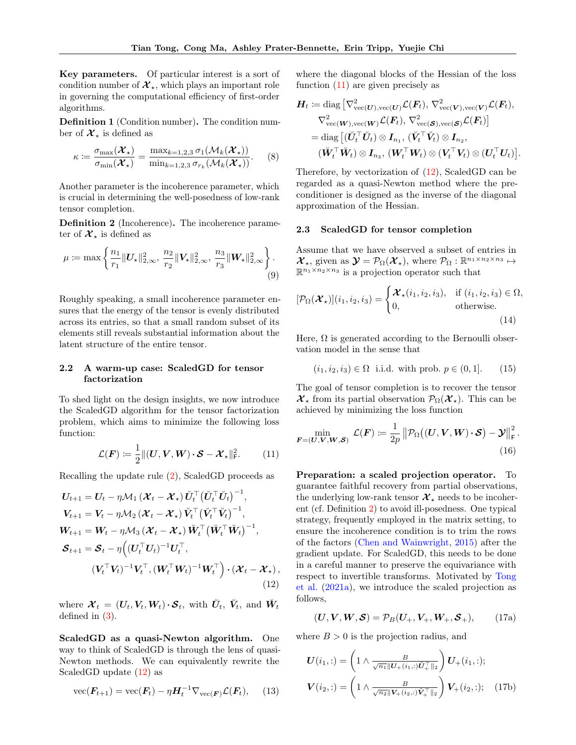**Key parameters.** Of particular interest is a sort of condition number of $\boldsymbol{\mathcal{X}}_\star$, which plays an important role in governing the computational efficiency of first-order algorithms.

**Definition 1** (Condition number)**.** The condition number of $\boldsymbol{\mathcal{X}}_\star$ is defined as

$$\kappa := \frac{\sigma_{\max}(\boldsymbol{\mathcal{X}}_\star)}{\sigma_{\min}(\boldsymbol{\mathcal{X}}_\star)} = \frac{\max_{k=1,2,3} \sigma_1(\mathcal{M}_k(\boldsymbol{\mathcal{X}}_\star))}{\min_{k=1,2,3} \sigma_{r_k}(\mathcal{M}_k(\boldsymbol{\mathcal{X}}_\star))}. \tag{8}$$

Another parameter is the incoherence parameter, which is crucial in determining the well-posedness of low-rank tensor completion.

**Definition 2** (Incoherence)**.** The incoherence parameter of $\boldsymbol{\mathcal{X}}_\star$ is defined as

$$\mu := \max\left\{ \frac{n_1}{r_1}\|\boldsymbol{U}_\star\|_{2,\infty}^2,\ \frac{n_2}{r_2}\|\boldsymbol{V}_\star\|_{2,\infty}^2,\ \frac{n_3}{r_3}\|\boldsymbol{W}_\star\|_{2,\infty}^2 \right\}. \tag{9}$$

Roughly speaking, a small incoherence parameter ensures that the energy of the tensor is evenly distributed across its entries, so that a small random subset of its elements still reveals substantial information about the latent structure of the entire tensor.

### 2.2 A warm-up case: ScaledGD for tensor factorization

To shed light on the design insights, we now introduce the ScaledGD algorithm for the tensor factorization problem, which aims to minimize the following loss function:

$$\mathcal{L}(\boldsymbol{F}) := \frac{1}{2}\|(\boldsymbol{U},\boldsymbol{V},\boldsymbol{W})\boldsymbol{\cdot}\boldsymbol{\mathcal{S}} - \boldsymbol{\mathcal{X}}_\star\|_{\mathsf{F}}^2. \tag{11}$$

Recalling the update rule (2), ScaledGD proceeds as

$$\begin{aligned}
\boldsymbol{U}_{t+1} &= \boldsymbol{U}_t - \eta \mathcal{M}_1\left(\boldsymbol{\mathcal{X}}_t - \boldsymbol{\mathcal{X}}_\star\right)\breve{\boldsymbol{U}}_t^\top\left(\breve{\boldsymbol{U}}_t^\top\breve{\boldsymbol{U}}_t\right)^{-1},\\
\boldsymbol{V}_{t+1} &= \boldsymbol{V}_t - \eta \mathcal{M}_2\left(\boldsymbol{\mathcal{X}}_t - \boldsymbol{\mathcal{X}}_\star\right)\breve{\boldsymbol{V}}_t^\top\left(\breve{\boldsymbol{V}}_t^\top\breve{\boldsymbol{V}}_t\right)^{-1},\\
\boldsymbol{W}_{t+1} &= \boldsymbol{W}_t - \eta \mathcal{M}_3\left(\boldsymbol{\mathcal{X}}_t - \boldsymbol{\mathcal{X}}_\star\right)\breve{\boldsymbol{W}}_t^\top\left(\breve{\boldsymbol{W}}_t^\top\breve{\boldsymbol{W}}_t\right)^{-1},\\
\boldsymbol{\mathcal{S}}_{t+1} &= \boldsymbol{\mathcal{S}}_t - \eta\Big((\boldsymbol{U}_t^\top\boldsymbol{U}_t)^{-1}\boldsymbol{U}_t^\top,\\
&\qquad (\boldsymbol{V}_t^\top\boldsymbol{V}_t)^{-1}\boldsymbol{V}_t^\top, (\boldsymbol{W}_t^\top\boldsymbol{W}_t)^{-1}\boldsymbol{W}_t^\top\Big)\boldsymbol{\cdot}\left(\boldsymbol{\mathcal{X}}_t - \boldsymbol{\mathcal{X}}_\star\right),
\end{aligned} \tag{12}$$

where $\boldsymbol{\mathcal{X}}_t = (\boldsymbol{U}_t,\boldsymbol{V}_t,\boldsymbol{W}_t)\boldsymbol{\cdot}\boldsymbol{\mathcal{S}}_t$, with $\breve{\boldsymbol{U}}_t$, $\breve{\boldsymbol{V}}_t$, and $\breve{\boldsymbol{W}}_t$ defined in (3).

**ScaledGD as a quasi-Newton algorithm.** One way to think of ScaledGD is through the lens of quasi-Newton methods. We can equivalently rewrite the ScaledGD update (12) as

$$\mathrm{vec}(\boldsymbol{F}_{t+1}) = \mathrm{vec}(\boldsymbol{F}_t) - \eta \boldsymbol{H}_t^{-1}\nabla_{\mathrm{vec}(\boldsymbol{F})}\mathcal{L}(\boldsymbol{F}_t), \tag{13}$$

where the diagonal blocks of the Hessian of the loss function (11) are given precisely as

$$\begin{aligned}
\boldsymbol{H}_t &:= \mathrm{diag}\left[\nabla^2_{\mathrm{vec}(\boldsymbol{U}),\mathrm{vec}(\boldsymbol{U})}\mathcal{L}(\boldsymbol{F}_t),\ \nabla^2_{\mathrm{vec}(\boldsymbol{V}),\mathrm{vec}(\boldsymbol{V})}\mathcal{L}(\boldsymbol{F}_t),\right.\\
&\qquad \left.\nabla^2_{\mathrm{vec}(\boldsymbol{W}),\mathrm{vec}(\boldsymbol{W})}\mathcal{L}(\boldsymbol{F}_t),\ \nabla^2_{\mathrm{vec}(\boldsymbol{\mathcal{S}}),\mathrm{vec}(\boldsymbol{\mathcal{S}})}\mathcal{L}(\boldsymbol{F}_t)\right]\\
&= \mathrm{diag}\left[(\breve{\boldsymbol{U}}_t^\top\breve{\boldsymbol{U}}_t)\otimes\boldsymbol{I}_{n_1},\ (\breve{\boldsymbol{V}}_t^\top\breve{\boldsymbol{V}}_t)\otimes\boldsymbol{I}_{n_2},\right.\\
&\qquad \left.(\breve{\boldsymbol{W}}_t^\top\breve{\boldsymbol{W}}_t)\otimes\boldsymbol{I}_{n_3},\ (\boldsymbol{W}_t^\top\boldsymbol{W}_t)\otimes(\boldsymbol{V}_t^\top\boldsymbol{V}_t)\otimes(\boldsymbol{U}_t^\top\boldsymbol{U}_t)\right].
\end{aligned}$$

Therefore, by vectorization of (12), ScaledGD can be regarded as a quasi-Newton method where the preconditioner is designed as the inverse of the diagonal approximation of the Hessian.

### 2.3 ScaledGD for tensor completion

Assume that we have observed a subset of entries in $\boldsymbol{\mathcal{X}}_\star$, given as $\boldsymbol{\mathcal{Y}} = \mathcal{P}_\Omega(\boldsymbol{\mathcal{X}}_\star)$, where $\mathcal{P}_\Omega : \mathbb{R}^{n_1\times n_2\times n_3} \mapsto \mathbb{R}^{n_1\times n_2\times n_3}$ is a projection operator such that

$$[\mathcal{P}_\Omega(\boldsymbol{\mathcal{X}}_\star)](i_1,i_2,i_3) = \begin{cases}\boldsymbol{\mathcal{X}}_\star(i_1,i_2,i_3), & \text{if } (i_1,i_2,i_3)\in\Omega,\\ 0, & \text{otherwise.}\end{cases} \tag{14}$$

Here, $\Omega$ is generated according to the Bernoulli observation model in the sense that

$$(i_1,i_2,i_3)\in\Omega \ \text{ i.i.d. with prob. } p\in(0,1]. \tag{15}$$

The goal of tensor completion is to recover the tensor $\boldsymbol{\mathcal{X}}_\star$ from its partial observation $\mathcal{P}_\Omega(\boldsymbol{\mathcal{X}}_\star)$. This can be achieved by minimizing the loss function

$$\min_{\boldsymbol{F}=(\boldsymbol{U},\boldsymbol{V},\boldsymbol{W},\boldsymbol{\mathcal{S}})} \mathcal{L}(\boldsymbol{F}) := \frac{1}{2p}\left\|\mathcal{P}_\Omega\big((\boldsymbol{U},\boldsymbol{V},\boldsymbol{W})\boldsymbol{\cdot}\boldsymbol{\mathcal{S}}\big) - \boldsymbol{\mathcal{Y}}\right\|_{\mathsf{F}}^2. \tag{16}$$

**Preparation: a scaled projection operator.** To guarantee faithful recovery from partial observations, the underlying low-rank tensor $\boldsymbol{\mathcal{X}}_\star$ needs to be incoherent (cf. Definition 2) to avoid ill-posedness. One typical strategy, frequently employed in the matrix setting, to ensure the incoherence condition is to trim the rows of the factors (Chen and Wainwright, 2015) after the gradient update. For ScaledGD, this needs to be done in a careful manner to preserve the equivariance with respect to invertible transforms. Motivated by Tong et al. (2021a), we introduce the scaled projection as follows,

$$(\boldsymbol{U},\boldsymbol{V},\boldsymbol{W},\boldsymbol{\mathcal{S}}) = \mathcal{P}_B(\boldsymbol{U}_+,\boldsymbol{V}_+,\boldsymbol{W}_+,\boldsymbol{\mathcal{S}}_+), \tag{17a}$$

where $B>0$ is the projection radius, and

$$\begin{aligned}
\boldsymbol{U}(i_1,:) &= \left(1\wedge\frac{B}{\sqrt{n_1}\|\boldsymbol{U}_+(i_1,:)\breve{\boldsymbol{U}}_+^\top\|_2}\right)\boldsymbol{U}_+(i_1,:);\\
\boldsymbol{V}(i_2,:) &= \left(1\wedge\frac{B}{\sqrt{n_2}\|\boldsymbol{V}_+(i_2,:)\breve{\boldsymbol{V}}_+^\top\|_2}\right)\boldsymbol{V}_+(i_2,:);
\end{aligned} \tag{17b}$$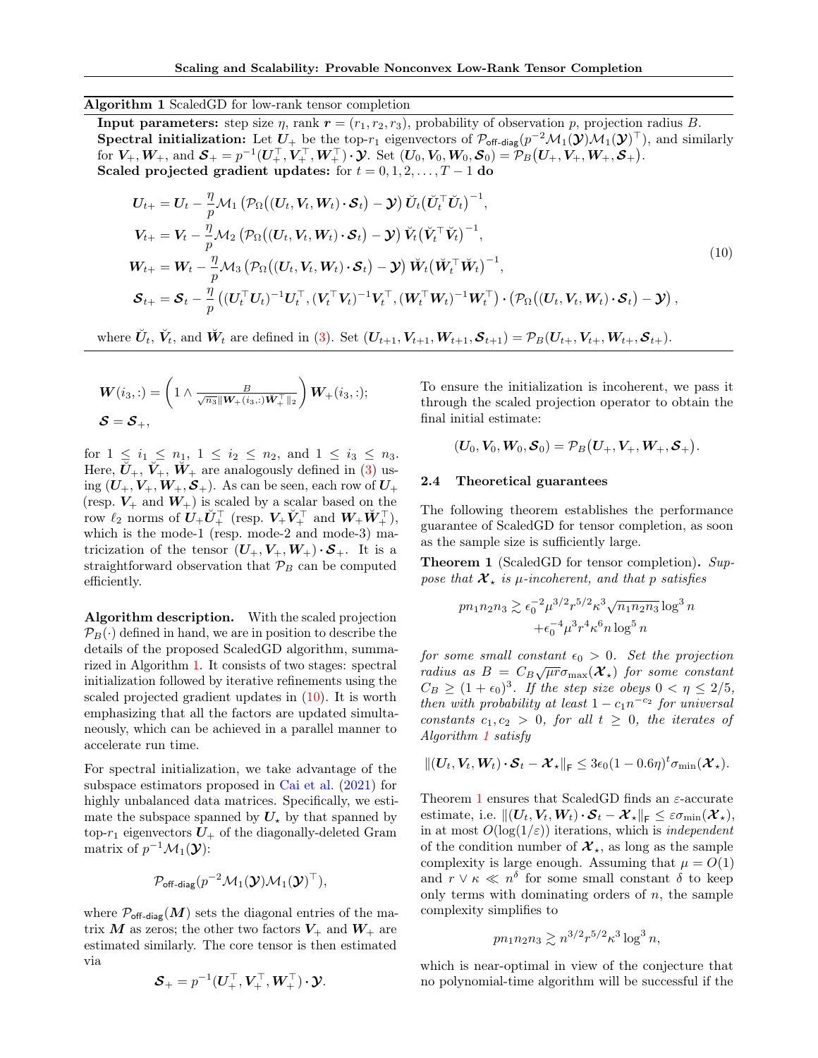**Algorithm 1** ScaledGD for low-rank tensor completion

**Input parameters:** step size $\eta$, rank $\boldsymbol{r} = (r_1, r_2, r_3)$, probability of observation $p$, projection radius $B$.

**Spectral initialization:** Let $\boldsymbol{U}_+$ be the top-$r_1$ eigenvectors of $\mathcal{P}_{\mathsf{off\text{-}diag}}(p^{-2}\mathcal{M}_1(\boldsymbol{\mathcal{Y}})\mathcal{M}_1(\boldsymbol{\mathcal{Y}})^\top)$, and similarly for $\boldsymbol{V}_+, \boldsymbol{W}_+$, and $\boldsymbol{\mathcal{S}}_+ = p^{-1}(\boldsymbol{U}_+^\top, \boldsymbol{V}_+^\top, \boldsymbol{W}_+^\top) \boldsymbol{\cdot} \boldsymbol{\mathcal{Y}}$. Set $(\boldsymbol{U}_0, \boldsymbol{V}_0, \boldsymbol{W}_0, \boldsymbol{\mathcal{S}}_0) = \mathcal{P}_B(\boldsymbol{U}_+, \boldsymbol{V}_+, \boldsymbol{W}_+, \boldsymbol{\mathcal{S}}_+)$.

**Scaled projected gradient updates:** for $t = 0, 1, 2, \ldots, T-1$ **do**

$$
\begin{aligned}
\boldsymbol{U}_{t+} &= \boldsymbol{U}_t - \frac{\eta}{p}\mathcal{M}_1\left(\mathcal{P}_\Omega\big((\boldsymbol{U}_t, \boldsymbol{V}_t, \boldsymbol{W}_t) \boldsymbol{\cdot} \boldsymbol{\mathcal{S}}_t\big) - \boldsymbol{\mathcal{Y}}\right) \breve{\boldsymbol{U}}_t\big(\breve{\boldsymbol{U}}_t^\top \breve{\boldsymbol{U}}_t\big)^{-1}, \\
\boldsymbol{V}_{t+} &= \boldsymbol{V}_t - \frac{\eta}{p}\mathcal{M}_2\left(\mathcal{P}_\Omega\big((\boldsymbol{U}_t, \boldsymbol{V}_t, \boldsymbol{W}_t) \boldsymbol{\cdot} \boldsymbol{\mathcal{S}}_t\big) - \boldsymbol{\mathcal{Y}}\right) \breve{\boldsymbol{V}}_t\big(\breve{\boldsymbol{V}}_t^\top \breve{\boldsymbol{V}}_t\big)^{-1}, \\
\boldsymbol{W}_{t+} &= \boldsymbol{W}_t - \frac{\eta}{p}\mathcal{M}_3\left(\mathcal{P}_\Omega\big((\boldsymbol{U}_t, \boldsymbol{V}_t, \boldsymbol{W}_t) \boldsymbol{\cdot} \boldsymbol{\mathcal{S}}_t\big) - \boldsymbol{\mathcal{Y}}\right) \breve{\boldsymbol{W}}_t\big(\breve{\boldsymbol{W}}_t^\top \breve{\boldsymbol{W}}_t\big)^{-1}, \\
\boldsymbol{\mathcal{S}}_{t+} &= \boldsymbol{\mathcal{S}}_t - \frac{\eta}{p}\left((\boldsymbol{U}_t^\top \boldsymbol{U}_t)^{-1}\boldsymbol{U}_t^\top, (\boldsymbol{V}_t^\top \boldsymbol{V}_t)^{-1}\boldsymbol{V}_t^\top, (\boldsymbol{W}_t^\top \boldsymbol{W}_t)^{-1}\boldsymbol{W}_t^\top\right) \boldsymbol{\cdot} \left(\mathcal{P}_\Omega\big((\boldsymbol{U}_t, \boldsymbol{V}_t, \boldsymbol{W}_t) \boldsymbol{\cdot} \boldsymbol{\mathcal{S}}_t\big) - \boldsymbol{\mathcal{Y}}\right),
\end{aligned}
\tag{10}
$$

where $\breve{\boldsymbol{U}}_t$, $\breve{\boldsymbol{V}}_t$, and $\breve{\boldsymbol{W}}_t$ are defined in (3). Set $(\boldsymbol{U}_{t+1}, \boldsymbol{V}_{t+1}, \boldsymbol{W}_{t+1}, \boldsymbol{\mathcal{S}}_{t+1}) = \mathcal{P}_B(\boldsymbol{U}_{t+}, \boldsymbol{V}_{t+}, \boldsymbol{W}_{t+}, \boldsymbol{\mathcal{S}}_{t+})$.

---

$$
\boldsymbol{W}(i_3,:) = \left(1 \wedge \frac{B}{\sqrt{n_3}\|\boldsymbol{W}_+(i_3,:)\breve{\boldsymbol{W}}_+^\top\|_2}\right)\boldsymbol{W}_+(i_3,:);
$$
$$
\boldsymbol{\mathcal{S}} = \boldsymbol{\mathcal{S}}_+,
$$

for $1 \le i_1 \le n_1$, $1 \le i_2 \le n_2$, and $1 \le i_3 \le n_3$. Here, $\breve{\boldsymbol{U}}_+$, $\breve{\boldsymbol{V}}_+$, $\breve{\boldsymbol{W}}_+$ are analogously defined in (3) using $(\boldsymbol{U}_+, \boldsymbol{V}_+, \boldsymbol{W}_+, \boldsymbol{\mathcal{S}}_+)$. As can be seen, each row of $\boldsymbol{U}_+$ (resp. $\boldsymbol{V}_+$ and $\boldsymbol{W}_+$) is scaled by a scalar based on the row $\ell_2$ norms of $\boldsymbol{U}_+\breve{\boldsymbol{U}}_+^\top$ (resp. $\boldsymbol{V}_+\breve{\boldsymbol{V}}_+^\top$ and $\boldsymbol{W}_+\breve{\boldsymbol{W}}_+^\top$), which is the mode-1 (resp. mode-2 and mode-3) matricization of the tensor $(\boldsymbol{U}_+, \boldsymbol{V}_+, \boldsymbol{W}_+) \boldsymbol{\cdot} \boldsymbol{\mathcal{S}}_+$. It is a straightforward observation that $\mathcal{P}_B$ can be computed efficiently.

**Algorithm description.** With the scaled projection $\mathcal{P}_B(\cdot)$ defined in hand, we are in position to describe the details of the proposed ScaledGD algorithm, summarized in Algorithm 1. It consists of two stages: spectral initialization followed by iterative refinements using the scaled projected gradient updates in (10). It is worth emphasizing that all the factors are updated simultaneously, which can be achieved in a parallel manner to accelerate run time.

For spectral initialization, we take advantage of the subspace estimators proposed in Cai et al. (2021) for highly unbalanced data matrices. Specifically, we estimate the subspace spanned by $\boldsymbol{U}_\star$ by that spanned by top-$r_1$ eigenvectors $\boldsymbol{U}_+$ of the diagonally-deleted Gram matrix of $p^{-1}\mathcal{M}_1(\boldsymbol{\mathcal{Y}})$:

$$
\mathcal{P}_{\mathsf{off\text{-}diag}}(p^{-2}\mathcal{M}_1(\boldsymbol{\mathcal{Y}})\mathcal{M}_1(\boldsymbol{\mathcal{Y}})^\top),
$$

where $\mathcal{P}_{\mathsf{off\text{-}diag}}(\boldsymbol{M})$ sets the diagonal entries of the matrix $\boldsymbol{M}$ as zeros; the other two factors $\boldsymbol{V}_+$ and $\boldsymbol{W}_+$ are estimated similarly. The core tensor is then estimated via

$$
\boldsymbol{\mathcal{S}}_+ = p^{-1}(\boldsymbol{U}_+^\top, \boldsymbol{V}_+^\top, \boldsymbol{W}_+^\top) \boldsymbol{\cdot} \boldsymbol{\mathcal{Y}}.
$$

To ensure the initialization is incoherent, we pass it through the scaled projection operator to obtain the final initial estimate:

$$
(\boldsymbol{U}_0, \boldsymbol{V}_0, \boldsymbol{W}_0, \boldsymbol{\mathcal{S}}_0) = \mathcal{P}_B(\boldsymbol{U}_+, \boldsymbol{V}_+, \boldsymbol{W}_+, \boldsymbol{\mathcal{S}}_+).
$$

## 2.4 Theoretical guarantees

The following theorem establishes the performance guarantee of ScaledGD for tensor completion, as soon as the sample size is sufficiently large.

**Theorem 1** (ScaledGD for tensor completion)**.** *Suppose that $\boldsymbol{\mathcal{X}}_\star$ is $\mu$-incoherent, and that $p$ satisfies*

$$
pn_1n_2n_3 \gtrsim \epsilon_0^{-2}\mu^{3/2}r^{5/2}\kappa^3\sqrt{n_1n_2n_3}\log^3 n + \epsilon_0^{-4}\mu^3 r^4\kappa^6 n\log^5 n
$$

*for some small constant $\epsilon_0 > 0$. Set the projection radius as $B = C_B\sqrt{\mu r}\sigma_{\max}(\boldsymbol{\mathcal{X}}_\star)$ for some constant $C_B \ge (1+\epsilon_0)^3$. If the step size obeys $0 < \eta \le 2/5$, then with probability at least $1 - c_1 n^{-c_2}$ for universal constants $c_1, c_2 > 0$, for all $t \ge 0$, the iterates of Algorithm 1 satisfy*

$$
\|(\boldsymbol{U}_t, \boldsymbol{V}_t, \boldsymbol{W}_t) \boldsymbol{\cdot} \boldsymbol{\mathcal{S}}_t - \boldsymbol{\mathcal{X}}_\star\|_{\mathsf{F}} \le 3\epsilon_0(1-0.6\eta)^t\sigma_{\min}(\boldsymbol{\mathcal{X}}_\star).
$$

Theorem 1 ensures that ScaledGD finds an $\varepsilon$-accurate estimate, i.e. $\|(\boldsymbol{U}_t, \boldsymbol{V}_t, \boldsymbol{W}_t) \boldsymbol{\cdot} \boldsymbol{\mathcal{S}}_t - \boldsymbol{\mathcal{X}}_\star\|_{\mathsf{F}} \le \varepsilon\sigma_{\min}(\boldsymbol{\mathcal{X}}_\star)$, in at most $O(\log(1/\varepsilon))$ iterations, which is *independent* of the condition number of $\boldsymbol{\mathcal{X}}_\star$, as long as the sample complexity is large enough. Assuming that $\mu = O(1)$ and $r \vee \kappa \ll n^\delta$ for some small constant $\delta$ to keep only terms with dominating orders of $n$, the sample complexity simplifies to

$$
pn_1n_2n_3 \gtrsim n^{3/2}r^{5/2}\kappa^3\log^3 n,
$$

which is near-optimal in view of the conjecture that no polynomial-time algorithm will be successful if the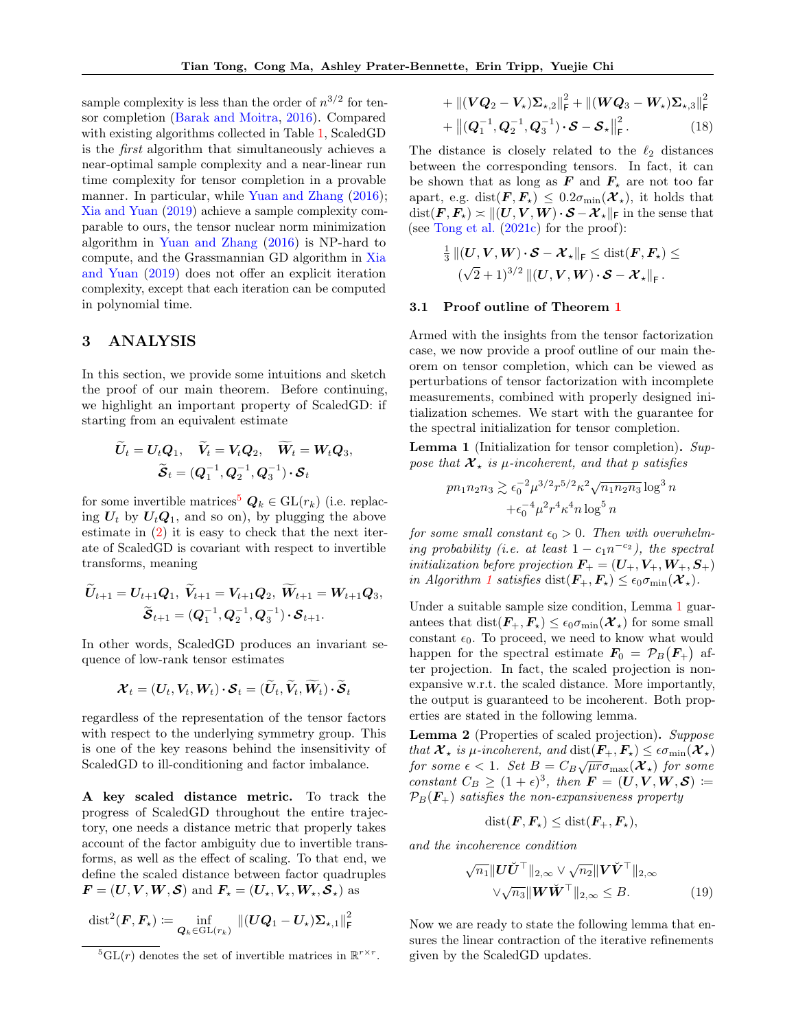sample complexity is less than the order of $n^{3/2}$ for tensor completion (Barak and Moitra, 2016). Compared with existing algorithms collected in Table 1, ScaledGD is the *first* algorithm that simultaneously achieves a near-optimal sample complexity and a near-linear run time complexity for tensor completion in a provable manner. In particular, while Yuan and Zhang (2016); Xia and Yuan (2019) achieve a sample complexity comparable to ours, the tensor nuclear norm minimization algorithm in Yuan and Zhang (2016) is NP-hard to compute, and the Grassmannian GD algorithm in Xia and Yuan (2019) does not offer an explicit iteration complexity, except that each iteration can be computed in polynomial time.

# 3 ANALYSIS

In this section, we provide some intuitions and sketch the proof of our main theorem. Before continuing, we highlight an important property of ScaledGD: if starting from an equivalent estimate

$$\widetilde{\boldsymbol{U}}_t = \boldsymbol{U}_t\boldsymbol{Q}_1, \quad \widetilde{\boldsymbol{V}}_t = \boldsymbol{V}_t\boldsymbol{Q}_2, \quad \widetilde{\boldsymbol{W}}_t = \boldsymbol{W}_t\boldsymbol{Q}_3,$$
$$\widetilde{\boldsymbol{\mathcal{S}}}_t = (\boldsymbol{Q}_1^{-1}, \boldsymbol{Q}_2^{-1}, \boldsymbol{Q}_3^{-1}) \boldsymbol{\cdot} \boldsymbol{\mathcal{S}}_t$$

for some invertible matrices[5] $\boldsymbol{Q}_k \in \mathrm{GL}(r_k)$ (i.e. replacing $\boldsymbol{U}_t$ by $\boldsymbol{U}_t\boldsymbol{Q}_1$, and so on), by plugging the above estimate in (2) it is easy to check that the next iterate of ScaledGD is covariant with respect to invertible transforms, meaning

$$\widetilde{\boldsymbol{U}}_{t+1} = \boldsymbol{U}_{t+1}\boldsymbol{Q}_1, \ \widetilde{\boldsymbol{V}}_{t+1} = \boldsymbol{V}_{t+1}\boldsymbol{Q}_2, \ \widetilde{\boldsymbol{W}}_{t+1} = \boldsymbol{W}_{t+1}\boldsymbol{Q}_3,$$
$$\widetilde{\boldsymbol{\mathcal{S}}}_{t+1} = (\boldsymbol{Q}_1^{-1}, \boldsymbol{Q}_2^{-1}, \boldsymbol{Q}_3^{-1}) \boldsymbol{\cdot} \boldsymbol{\mathcal{S}}_{t+1}.$$

In other words, ScaledGD produces an invariant sequence of low-rank tensor estimates

$$\boldsymbol{\mathcal{X}}_t = (\boldsymbol{U}_t, \boldsymbol{V}_t, \boldsymbol{W}_t) \boldsymbol{\cdot} \boldsymbol{\mathcal{S}}_t = (\widetilde{\boldsymbol{U}}_t, \widetilde{\boldsymbol{V}}_t, \widetilde{\boldsymbol{W}}_t) \boldsymbol{\cdot} \widetilde{\boldsymbol{\mathcal{S}}}_t$$

regardless of the representation of the tensor factors with respect to the underlying symmetry group. This is one of the key reasons behind the insensitivity of ScaledGD to ill-conditioning and factor imbalance.

**A key scaled distance metric.** To track the progress of ScaledGD throughout the entire trajectory, one needs a distance metric that properly takes account of the factor ambiguity due to invertible transforms, as well as the effect of scaling. To that end, we define the scaled distance between factor quadruples $\boldsymbol{F} = (\boldsymbol{U}, \boldsymbol{V}, \boldsymbol{W}, \boldsymbol{\mathcal{S}})$ and $\boldsymbol{F}_\star = (\boldsymbol{U}_\star, \boldsymbol{V}_\star, \boldsymbol{W}_\star, \boldsymbol{\mathcal{S}}_\star)$ as

$$\begin{aligned}\mathrm{dist}^2(\boldsymbol{F}, \boldsymbol{F}_\star) \coloneqq \inf_{\boldsymbol{Q}_k \in \mathrm{GL}(r_k)} \ & \|(\boldsymbol{U}\boldsymbol{Q}_1 - \boldsymbol{U}_\star)\boldsymbol{\Sigma}_{\star,1}\|_{\mathsf{F}}^2 \\ & + \|(\boldsymbol{V}\boldsymbol{Q}_2 - \boldsymbol{V}_\star)\boldsymbol{\Sigma}_{\star,2}\|_{\mathsf{F}}^2 + \|(\boldsymbol{W}\boldsymbol{Q}_3 - \boldsymbol{W}_\star)\boldsymbol{\Sigma}_{\star,3}\|_{\mathsf{F}}^2 \\ & + \left\|(\boldsymbol{Q}_1^{-1}, \boldsymbol{Q}_2^{-1}, \boldsymbol{Q}_3^{-1}) \boldsymbol{\cdot} \boldsymbol{\mathcal{S}} - \boldsymbol{\mathcal{S}}_\star\right\|_{\mathsf{F}}^2. \end{aligned} \tag{18}$$

The distance is closely related to the $\ell_2$ distances between the corresponding tensors. In fact, it can be shown that as long as $\boldsymbol{F}$ and $\boldsymbol{F}_\star$ are not too far apart, e.g. $\mathrm{dist}(\boldsymbol{F}, \boldsymbol{F}_\star) \le 0.2\sigma_{\min}(\boldsymbol{\mathcal{X}}_\star)$, it holds that $\mathrm{dist}(\boldsymbol{F}, \boldsymbol{F}_\star) \asymp \|(\boldsymbol{U}, \boldsymbol{V}, \boldsymbol{W}) \boldsymbol{\cdot} \boldsymbol{\mathcal{S}} - \boldsymbol{\mathcal{X}}_\star\|_{\mathsf{F}}$ in the sense that (see Tong et al. (2021c) for the proof):

$$\tfrac{1}{3}\,\|(\boldsymbol{U}, \boldsymbol{V}, \boldsymbol{W}) \boldsymbol{\cdot} \boldsymbol{\mathcal{S}} - \boldsymbol{\mathcal{X}}_\star\|_{\mathsf{F}} \le \mathrm{dist}(\boldsymbol{F}, \boldsymbol{F}_\star) \le (\sqrt{2}+1)^{3/2}\,\|(\boldsymbol{U}, \boldsymbol{V}, \boldsymbol{W}) \boldsymbol{\cdot} \boldsymbol{\mathcal{S}} - \boldsymbol{\mathcal{X}}_\star\|_{\mathsf{F}}.$$

## 3.1 Proof outline of Theorem 1

Armed with the insights from the tensor factorization case, we now provide a proof outline of our main theorem on tensor completion, which can be viewed as perturbations of tensor factorization with incomplete measurements, combined with properly designed initialization schemes. We start with the guarantee for the spectral initialization for tensor completion.

**Lemma 1** (Initialization for tensor completion)**.** *Suppose that $\boldsymbol{\mathcal{X}}_\star$ is $\mu$-incoherent, and that $p$ satisfies*

$$pn_1n_2n_3 \gtrsim \epsilon_0^{-2}\mu^{3/2}r^{5/2}\kappa^2\sqrt{n_1n_2n_3}\log^3 n + \epsilon_0^{-4}\mu^2r^4\kappa^4 n\log^5 n$$

*for some small constant $\epsilon_0 > 0$. Then with overwhelming probability (i.e. at least $1 - c_1n^{-c_2}$), the spectral initialization before projection $\boldsymbol{F}_+ = (\boldsymbol{U}_+, \boldsymbol{V}_+, \boldsymbol{W}_+, \boldsymbol{\mathcal{S}}_+)$ in Algorithm 1 satisfies $\mathrm{dist}(\boldsymbol{F}_+, \boldsymbol{F}_\star) \le \epsilon_0\sigma_{\min}(\boldsymbol{\mathcal{X}}_\star)$.*

Under a suitable sample size condition, Lemma 1 guarantees that $\mathrm{dist}(\boldsymbol{F}_+, \boldsymbol{F}_\star) \le \epsilon_0\sigma_{\min}(\boldsymbol{\mathcal{X}}_\star)$ for some small constant $\epsilon_0$. To proceed, we need to know what would happen for the spectral estimate $\boldsymbol{F}_0 = \mathcal{P}_B(\boldsymbol{F}_+)$ after projection. In fact, the scaled projection is non-expansive w.r.t. the scaled distance. More importantly, the output is guaranteed to be incoherent. Both properties are stated in the following lemma.

**Lemma 2** (Properties of scaled projection)**.** *Suppose that $\boldsymbol{\mathcal{X}}_\star$ is $\mu$-incoherent, and $\mathrm{dist}(\boldsymbol{F}_+, \boldsymbol{F}_\star) \le \epsilon\sigma_{\min}(\boldsymbol{\mathcal{X}}_\star)$ for some $\epsilon < 1$. Set $B = C_B\sqrt{\mu r}\sigma_{\max}(\boldsymbol{\mathcal{X}}_\star)$ for some constant $C_B \ge (1+\epsilon)^3$, then $\boldsymbol{F} = (\boldsymbol{U}, \boldsymbol{V}, \boldsymbol{W}, \boldsymbol{\mathcal{S}}) \coloneqq \mathcal{P}_B(\boldsymbol{F}_+)$ satisfies the non-expansiveness property*

$$\mathrm{dist}(\boldsymbol{F}, \boldsymbol{F}_\star) \le \mathrm{dist}(\boldsymbol{F}_+, \boldsymbol{F}_\star),$$

*and the incoherence condition*

$$\sqrt{n_1}\|\boldsymbol{U}\breve{\boldsymbol{U}}^\top\|_{2,\infty} \vee \sqrt{n_2}\|\boldsymbol{V}\breve{\boldsymbol{V}}^\top\|_{2,\infty} \vee \sqrt{n_3}\|\boldsymbol{W}\breve{\boldsymbol{W}}^\top\|_{2,\infty} \le B. \tag{19}$$

Now we are ready to state the following lemma that ensures the linear contraction of the iterative refinements given by the ScaledGD updates.

[5] $\mathrm{GL}(r)$ denotes the set of invertible matrices in $\mathbb{R}^{r\times r}$.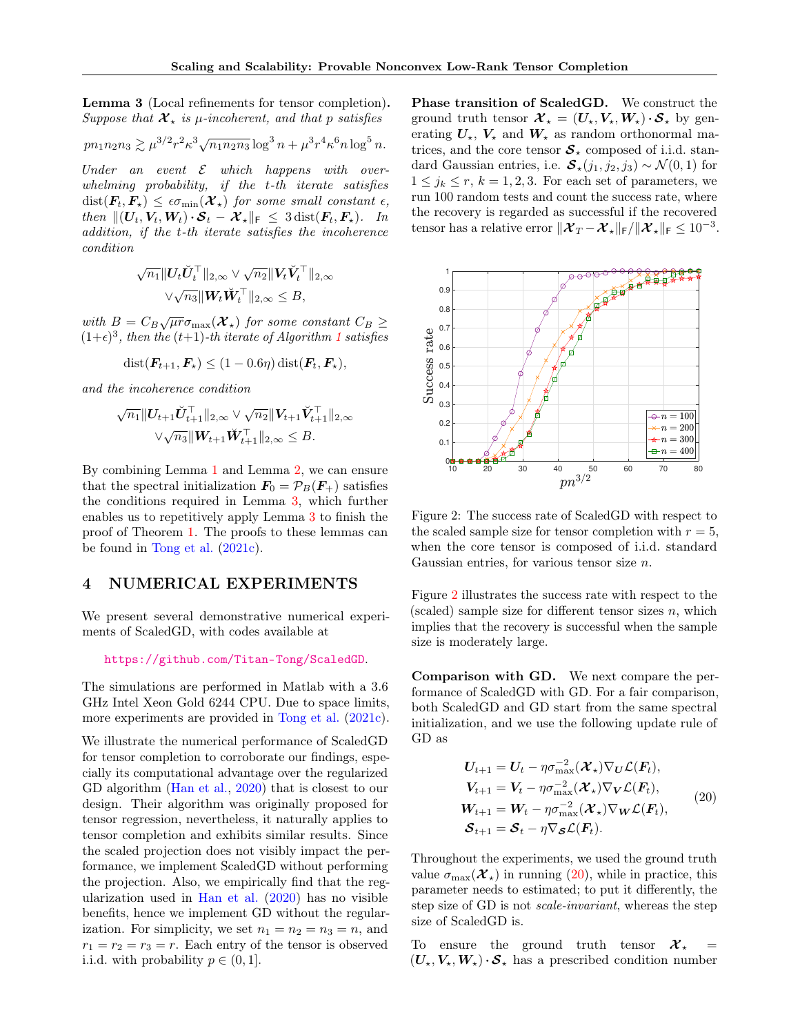**Lemma 3** (Local refinements for tensor completion)**.** *Suppose that $\mathcal{X}_\star$ is $\mu$-incoherent, and that $p$ satisfies*

$$pn_1n_2n_3 \gtrsim \mu^{3/2}r^2\kappa^3\sqrt{n_1n_2n_3}\log^3 n + \mu^3 r^4\kappa^6 n\log^5 n.$$

*Under an event $\mathcal{E}$ which happens with overwhelming probability, if the $t$-th iterate satisfies $\operatorname{dist}(\boldsymbol{F}_t, \boldsymbol{F}_\star) \le \epsilon\sigma_{\min}(\mathcal{X}_\star)$ for some small constant $\epsilon$, then $\|(\boldsymbol{U}_t, \boldsymbol{V}_t, \boldsymbol{W}_t)\cdot\mathcal{S}_t - \mathcal{X}_\star\|_{\mathsf{F}} \le 3\operatorname{dist}(\boldsymbol{F}_t, \boldsymbol{F}_\star)$. In addition, if the $t$-th iterate satisfies the incoherence condition*

$$\sqrt{n_1}\|\boldsymbol{U}_t\breve{\boldsymbol{U}}_t^\top\|_{2,\infty} \vee \sqrt{n_2}\|\boldsymbol{V}_t\breve{\boldsymbol{V}}_t^\top\|_{2,\infty} \vee\sqrt{n_3}\|\boldsymbol{W}_t\breve{\boldsymbol{W}}_t^\top\|_{2,\infty} \le B,$$

*with $B = C_B\sqrt{\mu r}\sigma_{\max}(\mathcal{X}_\star)$ for some constant $C_B \ge (1+\epsilon)^3$, then the $(t+1)$-th iterate of Algorithm 1 satisfies*

$$\operatorname{dist}(\boldsymbol{F}_{t+1}, \boldsymbol{F}_\star) \le (1-0.6\eta)\operatorname{dist}(\boldsymbol{F}_t, \boldsymbol{F}_\star),$$

*and the incoherence condition*

$$\sqrt{n_1}\|\boldsymbol{U}_{t+1}\breve{\boldsymbol{U}}_{t+1}^\top\|_{2,\infty} \vee \sqrt{n_2}\|\boldsymbol{V}_{t+1}\breve{\boldsymbol{V}}_{t+1}^\top\|_{2,\infty} \vee\sqrt{n_3}\|\boldsymbol{W}_{t+1}\breve{\boldsymbol{W}}_{t+1}^\top\|_{2,\infty} \le B.$$

By combining Lemma 1 and Lemma 2, we can ensure that the spectral initialization $\boldsymbol{F}_0 = \mathcal{P}_B(\boldsymbol{F}_+)$ satisfies the conditions required in Lemma 3, which further enables us to repetitively apply Lemma 3 to finish the proof of Theorem 1. The proofs to these lemmas can be found in Tong et al. (2021c).

## 4 NUMERICAL EXPERIMENTS

We present several demonstrative numerical experiments of ScaledGD, with codes available at

https://github.com/Titan-Tong/ScaledGD.

The simulations are performed in Matlab with a 3.6 GHz Intel Xeon Gold 6244 CPU. Due to space limits, more experiments are provided in Tong et al. (2021c).

We illustrate the numerical performance of ScaledGD for tensor completion to corroborate our findings, especially its computational advantage over the regularized GD algorithm (Han et al., 2020) that is closest to our design. Their algorithm was originally proposed for tensor regression, nevertheless, it naturally applies to tensor completion and exhibits similar results. Since the scaled projection does not visibly impact the performance, we implement ScaledGD without performing the projection. Also, we empirically find that the regularization used in Han et al. (2020) has no visible benefits, hence we implement GD without the regularization. For simplicity, we set $n_1 = n_2 = n_3 = n$, and $r_1 = r_2 = r_3 = r$. Each entry of the tensor is observed i.i.d. with probability $p \in (0, 1]$.

**Phase transition of ScaledGD.** We construct the ground truth tensor $\mathcal{X}_\star = (\boldsymbol{U}_\star, \boldsymbol{V}_\star, \boldsymbol{W}_\star)\cdot\mathcal{S}_\star$ by generating $\boldsymbol{U}_\star$, $\boldsymbol{V}_\star$ and $\boldsymbol{W}_\star$ as random orthonormal matrices, and the core tensor $\mathcal{S}_\star$ composed of i.i.d. standard Gaussian entries, i.e. $\mathcal{S}_\star(j_1, j_2, j_3) \sim \mathcal{N}(0, 1)$ for $1 \le j_k \le r$, $k = 1, 2, 3$. For each set of parameters, we run 100 random tests and count the success rate, where the recovery is regarded as successful if the recovered tensor has a relative error $\|\mathcal{X}_T - \mathcal{X}_\star\|_{\mathsf{F}}/\|\mathcal{X}_\star\|_{\mathsf{F}} \le 10^{-3}$.

Figure 2: The success rate of ScaledGD with respect to the scaled sample size for tensor completion with $r = 5$, when the core tensor is composed of i.i.d. standard Gaussian entries, for various tensor size $n$.

Figure 2 illustrates the success rate with respect to the (scaled) sample size for different tensor sizes $n$, which implies that the recovery is successful when the sample size is moderately large.

**Comparison with GD.** We next compare the performance of ScaledGD with GD. For a fair comparison, both ScaledGD and GD start from the same spectral initialization, and we use the following update rule of GD as

$$\begin{aligned}
\boldsymbol{U}_{t+1} &= \boldsymbol{U}_t - \eta\sigma_{\max}^{-2}(\mathcal{X}_\star)\nabla_{\boldsymbol{U}}\mathcal{L}(\boldsymbol{F}_t), \\
\boldsymbol{V}_{t+1} &= \boldsymbol{V}_t - \eta\sigma_{\max}^{-2}(\mathcal{X}_\star)\nabla_{\boldsymbol{V}}\mathcal{L}(\boldsymbol{F}_t), \\
\boldsymbol{W}_{t+1} &= \boldsymbol{W}_t - \eta\sigma_{\max}^{-2}(\mathcal{X}_\star)\nabla_{\boldsymbol{W}}\mathcal{L}(\boldsymbol{F}_t), \\
\mathcal{S}_{t+1} &= \mathcal{S}_t - \eta\nabla_{\mathcal{S}}\mathcal{L}(\boldsymbol{F}_t).
\end{aligned} \tag{20}$$

Throughout the experiments, we used the ground truth value $\sigma_{\max}(\mathcal{X}_\star)$ in running (20), while in practice, this parameter needs to estimated; to put it differently, the step size of GD is not *scale-invariant*, whereas the step size of ScaledGD is.

To ensure the ground truth tensor $\mathcal{X}_\star = (\boldsymbol{U}_\star, \boldsymbol{V}_\star, \boldsymbol{W}_\star)\cdot\mathcal{S}_\star$ has a prescribed condition number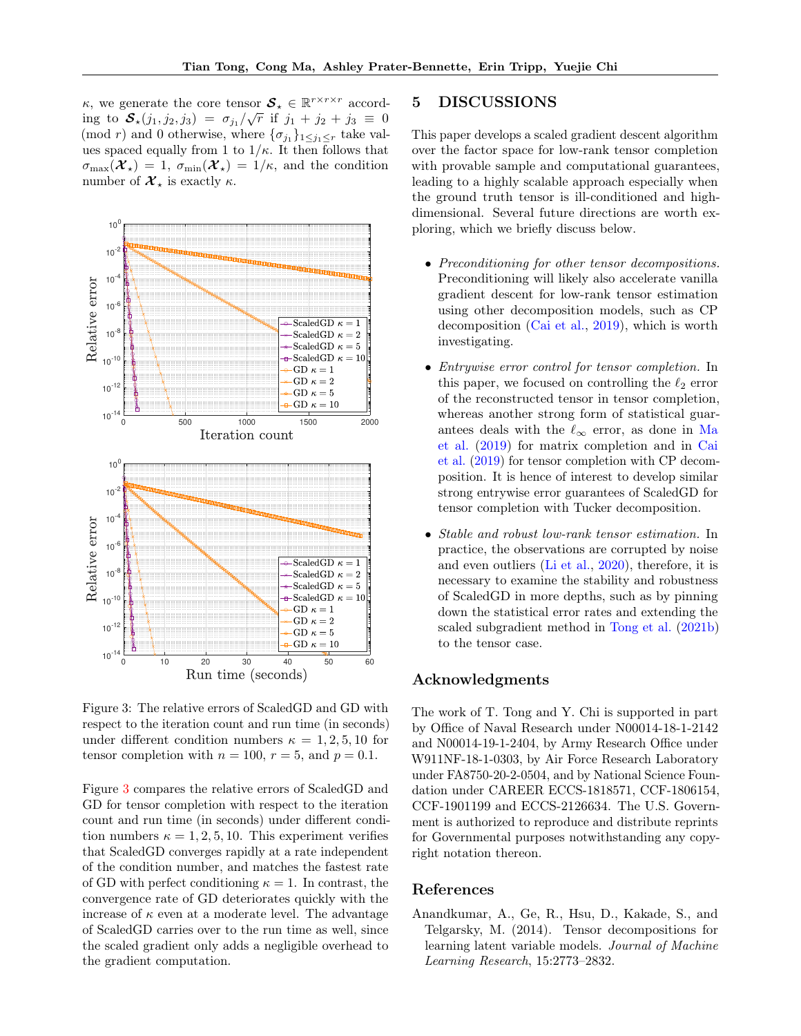$\kappa$, we generate the core tensor $\boldsymbol{\mathcal{S}}_\star \in \mathbb{R}^{r\times r\times r}$ according to $\boldsymbol{\mathcal{S}}_\star(j_1,j_2,j_3) = \sigma_{j_1}/\sqrt{r}$ if $j_1+j_2+j_3 \equiv 0 \pmod r$ and 0 otherwise, where $\{\sigma_{j_1}\}_{1\le j_1\le r}$ take values spaced equally from 1 to $1/\kappa$. It then follows that $\sigma_{\max}(\boldsymbol{\mathcal{X}}_\star) = 1$, $\sigma_{\min}(\boldsymbol{\mathcal{X}}_\star) = 1/\kappa$, and the condition number of $\boldsymbol{\mathcal{X}}_\star$ is exactly $\kappa$.

Figure 3: The relative errors of ScaledGD and GD with respect to the iteration count and run time (in seconds) under different condition numbers $\kappa = 1, 2, 5, 10$ for tensor completion with $n = 100$, $r = 5$, and $p = 0.1$.

Figure 3 compares the relative errors of ScaledGD and GD for tensor completion with respect to the iteration count and run time (in seconds) under different condition numbers $\kappa = 1, 2, 5, 10$. This experiment verifies that ScaledGD converges rapidly at a rate independent of the condition number, and matches the fastest rate of GD with perfect conditioning $\kappa = 1$. In contrast, the convergence rate of GD deteriorates quickly with the increase of $\kappa$ even at a moderate level. The advantage of ScaledGD carries over to the run time as well, since the scaled gradient only adds a negligible overhead to the gradient computation.

# 5 DISCUSSIONS

This paper develops a scaled gradient descent algorithm over the factor space for low-rank tensor completion with provable sample and computational guarantees, leading to a highly scalable approach especially when the ground truth tensor is ill-conditioned and high-dimensional. Several future directions are worth exploring, which we briefly discuss below.

- *Preconditioning for other tensor decompositions.* Preconditioning will likely also accelerate vanilla gradient descent for low-rank tensor estimation using other decomposition models, such as CP decomposition (Cai et al., 2019), which is worth investigating.
- *Entrywise error control for tensor completion.* In this paper, we focused on controlling the $\ell_2$ error of the reconstructed tensor in tensor completion, whereas another strong form of statistical guarantees deals with the $\ell_\infty$ error, as done in Ma et al. (2019) for matrix completion and in Cai et al. (2019) for tensor completion with CP decomposition. It is hence of interest to develop similar strong entrywise error guarantees of ScaledGD for tensor completion with Tucker decomposition.
- *Stable and robust low-rank tensor estimation.* In practice, the observations are corrupted by noise and even outliers (Li et al., 2020), therefore, it is necessary to examine the stability and robustness of ScaledGD in more depths, such as by pinning down the statistical error rates and extending the scaled subgradient method in Tong et al. (2021b) to the tensor case.

## Acknowledgments

The work of T. Tong and Y. Chi is supported in part by Office of Naval Research under N00014-18-1-2142 and N00014-19-1-2404, by Army Research Office under W911NF-18-1-0303, by Air Force Research Laboratory under FA8750-20-2-0504, and by National Science Foundation under CAREER ECCS-1818571, CCF-1806154, CCF-1901199 and ECCS-2126634. The U.S. Government is authorized to reproduce and distribute reprints for Governmental purposes notwithstanding any copyright notation thereon.

## References

Anandkumar, A., Ge, R., Hsu, D., Kakade, S., and Telgarsky, M. (2014). Tensor decompositions for learning latent variable models. *Journal of Machine Learning Research*, 15:2773–2832.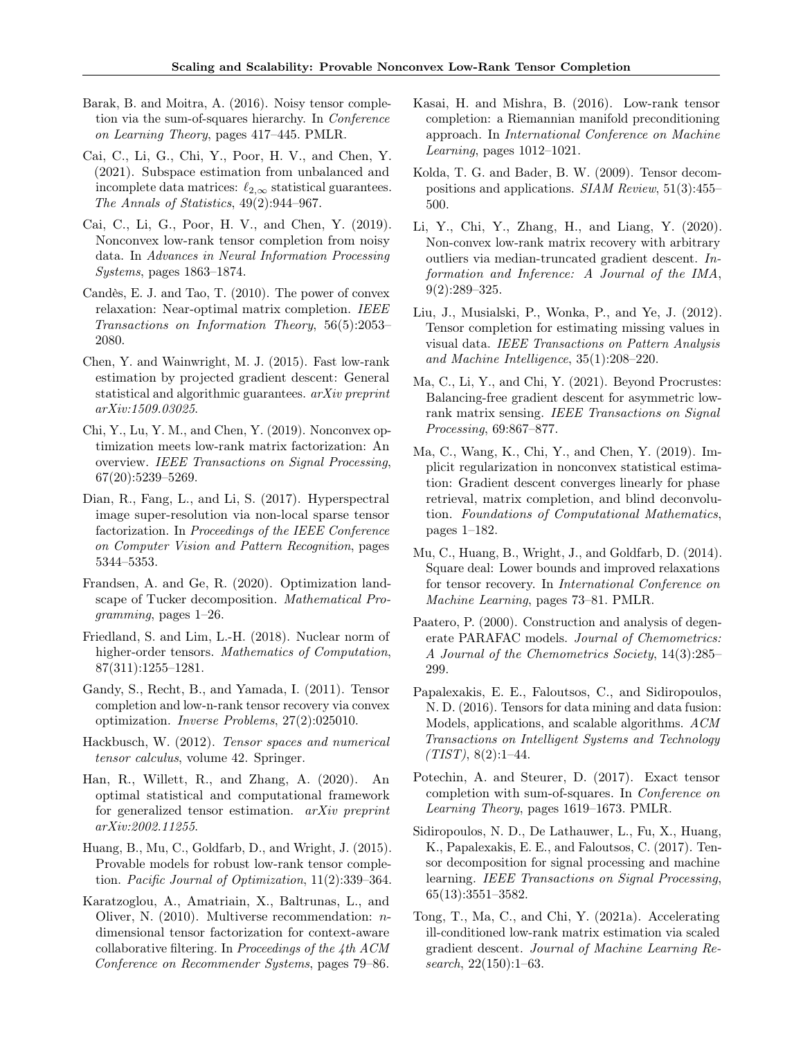Barak, B. and Moitra, A. (2016). Noisy tensor completion via the sum-of-squares hierarchy. In *Conference on Learning Theory*, pages 417–445. PMLR.

Cai, C., Li, G., Chi, Y., Poor, H. V., and Chen, Y. (2021). Subspace estimation from unbalanced and incomplete data matrices: $\ell_{2,\infty}$ statistical guarantees. *The Annals of Statistics*, 49(2):944–967.

Cai, C., Li, G., Poor, H. V., and Chen, Y. (2019). Nonconvex low-rank tensor completion from noisy data. In *Advances in Neural Information Processing Systems*, pages 1863–1874.

Candès, E. J. and Tao, T. (2010). The power of convex relaxation: Near-optimal matrix completion. *IEEE Transactions on Information Theory*, 56(5):2053–2080.

Chen, Y. and Wainwright, M. J. (2015). Fast low-rank estimation by projected gradient descent: General statistical and algorithmic guarantees. *arXiv preprint arXiv:1509.03025*.

Chi, Y., Lu, Y. M., and Chen, Y. (2019). Nonconvex optimization meets low-rank matrix factorization: An overview. *IEEE Transactions on Signal Processing*, 67(20):5239–5269.

Dian, R., Fang, L., and Li, S. (2017). Hyperspectral image super-resolution via non-local sparse tensor factorization. In *Proceedings of the IEEE Conference on Computer Vision and Pattern Recognition*, pages 5344–5353.

Frandsen, A. and Ge, R. (2020). Optimization landscape of Tucker decomposition. *Mathematical Programming*, pages 1–26.

Friedland, S. and Lim, L.-H. (2018). Nuclear norm of higher-order tensors. *Mathematics of Computation*, 87(311):1255–1281.

Gandy, S., Recht, B., and Yamada, I. (2011). Tensor completion and low-n-rank tensor recovery via convex optimization. *Inverse Problems*, 27(2):025010.

Hackbusch, W. (2012). *Tensor spaces and numerical tensor calculus*, volume 42. Springer.

Han, R., Willett, R., and Zhang, A. (2020). An optimal statistical and computational framework for generalized tensor estimation. *arXiv preprint arXiv:2002.11255*.

Huang, B., Mu, C., Goldfarb, D., and Wright, J. (2015). Provable models for robust low-rank tensor completion. *Pacific Journal of Optimization*, 11(2):339–364.

Karatzoglou, A., Amatriain, X., Baltrunas, L., and Oliver, N. (2010). Multiverse recommendation: *n*-dimensional tensor factorization for context-aware collaborative filtering. In *Proceedings of the 4th ACM Conference on Recommender Systems*, pages 79–86.

Kasai, H. and Mishra, B. (2016). Low-rank tensor completion: a Riemannian manifold preconditioning approach. In *International Conference on Machine Learning*, pages 1012–1021.

Kolda, T. G. and Bader, B. W. (2009). Tensor decompositions and applications. *SIAM Review*, 51(3):455–500.

Li, Y., Chi, Y., Zhang, H., and Liang, Y. (2020). Non-convex low-rank matrix recovery with arbitrary outliers via median-truncated gradient descent. *Information and Inference: A Journal of the IMA*, 9(2):289–325.

Liu, J., Musialski, P., Wonka, P., and Ye, J. (2012). Tensor completion for estimating missing values in visual data. *IEEE Transactions on Pattern Analysis and Machine Intelligence*, 35(1):208–220.

Ma, C., Li, Y., and Chi, Y. (2021). Beyond Procrustes: Balancing-free gradient descent for asymmetric low-rank matrix sensing. *IEEE Transactions on Signal Processing*, 69:867–877.

Ma, C., Wang, K., Chi, Y., and Chen, Y. (2019). Implicit regularization in nonconvex statistical estimation: Gradient descent converges linearly for phase retrieval, matrix completion, and blind deconvolution. *Foundations of Computational Mathematics*, pages 1–182.

Mu, C., Huang, B., Wright, J., and Goldfarb, D. (2014). Square deal: Lower bounds and improved relaxations for tensor recovery. In *International Conference on Machine Learning*, pages 73–81. PMLR.

Paatero, P. (2000). Construction and analysis of degenerate PARAFAC models. *Journal of Chemometrics: A Journal of the Chemometrics Society*, 14(3):285–299.

Papalexakis, E. E., Faloutsos, C., and Sidiropoulos, N. D. (2016). Tensors for data mining and data fusion: Models, applications, and scalable algorithms. *ACM Transactions on Intelligent Systems and Technology (TIST)*, 8(2):1–44.

Potechin, A. and Steurer, D. (2017). Exact tensor completion with sum-of-squares. In *Conference on Learning Theory*, pages 1619–1673. PMLR.

Sidiropoulos, N. D., De Lathauwer, L., Fu, X., Huang, K., Papalexakis, E. E., and Faloutsos, C. (2017). Tensor decomposition for signal processing and machine learning. *IEEE Transactions on Signal Processing*, 65(13):3551–3582.

Tong, T., Ma, C., and Chi, Y. (2021a). Accelerating ill-conditioned low-rank matrix estimation via scaled gradient descent. *Journal of Machine Learning Research*, 22(150):1–63.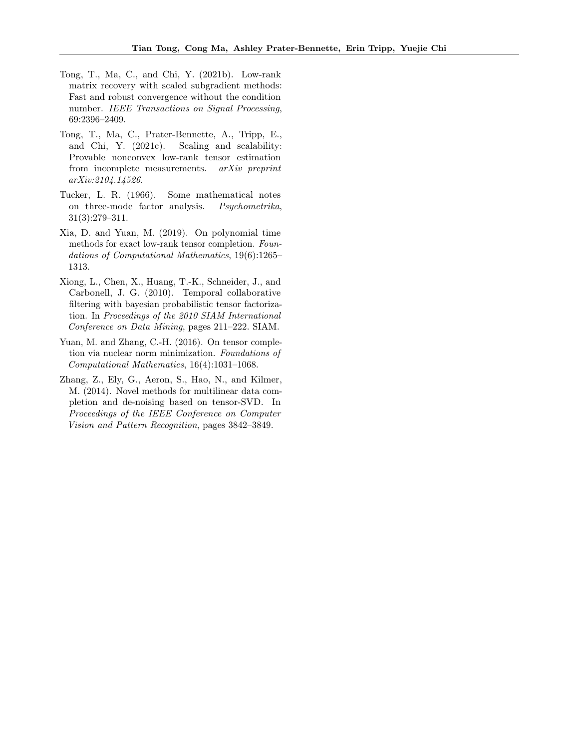Tong, T., Ma, C., and Chi, Y. (2021b). Low-rank matrix recovery with scaled subgradient methods: Fast and robust convergence without the condition number. *IEEE Transactions on Signal Processing*, 69:2396–2409.

Tong, T., Ma, C., Prater-Bennette, A., Tripp, E., and Chi, Y. (2021c). Scaling and scalability: Provable nonconvex low-rank tensor estimation from incomplete measurements. *arXiv preprint arXiv:2104.14526*.

Tucker, L. R. (1966). Some mathematical notes on three-mode factor analysis. *Psychometrika*, 31(3):279–311.

Xia, D. and Yuan, M. (2019). On polynomial time methods for exact low-rank tensor completion. *Foundations of Computational Mathematics*, 19(6):1265–1313.

Xiong, L., Chen, X., Huang, T.-K., Schneider, J., and Carbonell, J. G. (2010). Temporal collaborative filtering with bayesian probabilistic tensor factorization. In *Proceedings of the 2010 SIAM International Conference on Data Mining*, pages 211–222. SIAM.

Yuan, M. and Zhang, C.-H. (2016). On tensor completion via nuclear norm minimization. *Foundations of Computational Mathematics*, 16(4):1031–1068.

Zhang, Z., Ely, G., Aeron, S., Hao, N., and Kilmer, M. (2014). Novel methods for multilinear data completion and de-noising based on tensor-SVD. In *Proceedings of the IEEE Conference on Computer Vision and Pattern Recognition*, pages 3842–3849.